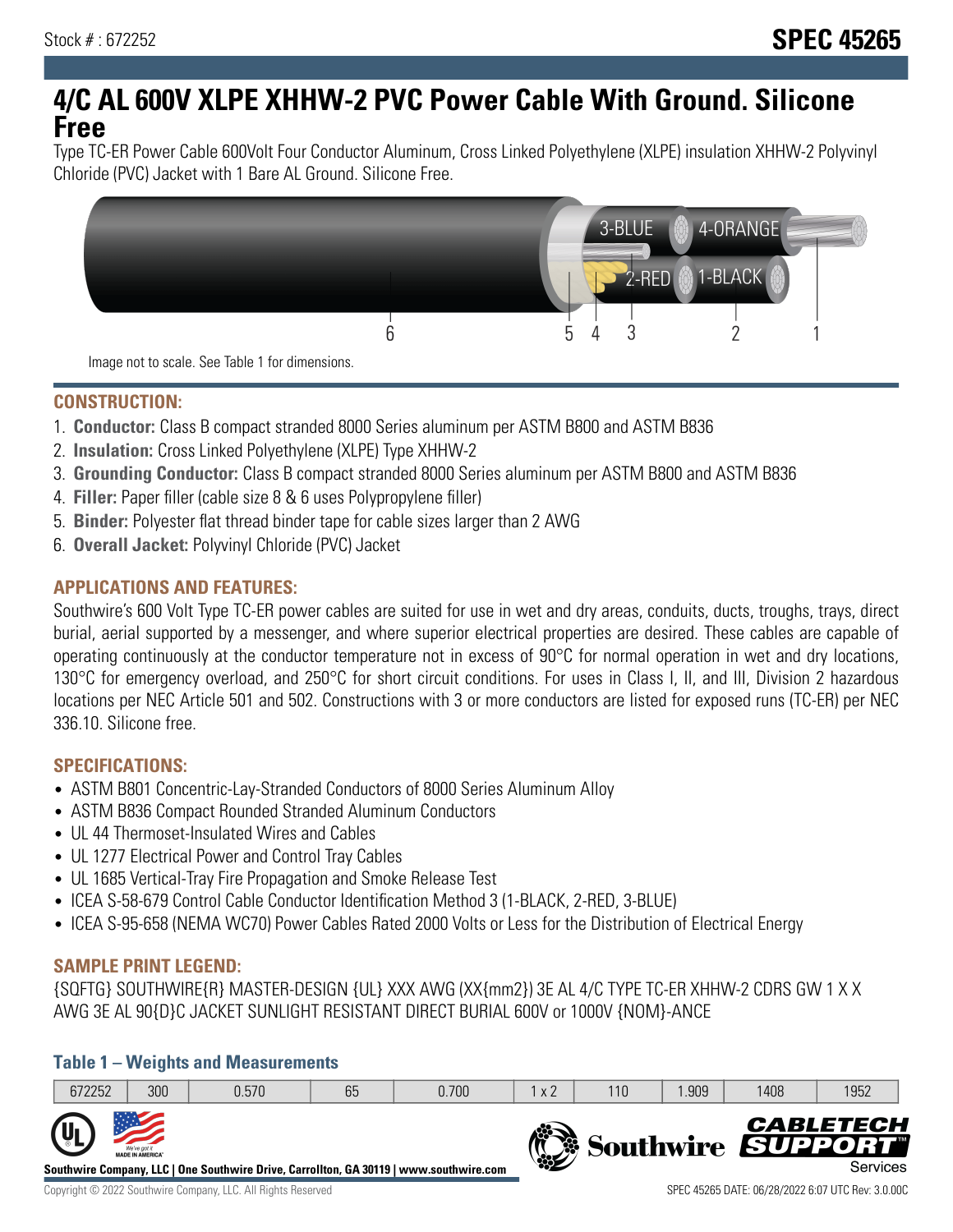Stock # : 672252

# SPEC 45265

## 4/C AL 600V XLPE XHHW-2 PVC Power Cable With Ground. Silicone Free

Type TC-ER Power Cable 600Volt Four Conductor Aluminum, Cross Linked Polyethylene (XLPE) insulation XHHW-2 Polyvinyl Chloride (PVC) Jacket with 1 Bare AL Ground. Silicone Free.

3-BLUE 4-ORANGE 2-RED 1-BLACK

6 5 4 3 2 1

Image not to scale. See Table 1 for dimensions.

### CONSTRUCTION:

1. **Conductor:** Class B compact stranded 8000 Series aluminum per ASTM B800 and ASTM B836
2. **Insulation:** Cross Linked Polyethylene (XLPE) Type XHHW-2
3. **Grounding Conductor:** Class B compact stranded 8000 Series aluminum per ASTM B800 and ASTM B836
4. **Filler:** Paper filler (cable size 8 & 6 uses Polypropylene filler)
5. **Binder:** Polyester flat thread binder tape for cable sizes larger than 2 AWG
6. **Overall Jacket:** Polyvinyl Chloride (PVC) Jacket

### APPLICATIONS AND FEATURES:

Southwire's 600 Volt Type TC-ER power cables are suited for use in wet and dry areas, conduits, ducts, troughs, trays, direct burial, aerial supported by a messenger, and where superior electrical properties are desired. These cables are capable of operating continuously at the conductor temperature not in excess of 90°C for normal operation in wet and dry locations, 130°C for emergency overload, and 250°C for short circuit conditions. For uses in Class I, II, and III, Division 2 hazardous locations per NEC Article 501 and 502. Constructions with 3 or more conductors are listed for exposed runs (TC-ER) per NEC 336.10. Silicone free.

### SPECIFICATIONS:

- ASTM B801 Concentric-Lay-Stranded Conductors of 8000 Series Aluminum Alloy
- ASTM B836 Compact Rounded Stranded Aluminum Conductors
- UL 44 Thermoset-Insulated Wires and Cables
- UL 1277 Electrical Power and Control Tray Cables
- UL 1685 Vertical-Tray Fire Propagation and Smoke Release Test
- ICEA S-58-679 Control Cable Conductor Identification Method 3 (1-BLACK, 2-RED, 3-BLUE)
- ICEA S-95-658 (NEMA WC70) Power Cables Rated 2000 Volts or Less for the Distribution of Electrical Energy

### SAMPLE PRINT LEGEND:

{SQFTG} SOUTHWIRE{R} MASTER-DESIGN {UL} XXX AWG (XX{mm2}) 3E AL 4/C TYPE TC-ER XHHW-2 CDRS GW 1 X X AWG 3E AL 90{D}C JACKET SUNLIGHT RESISTANT DIRECT BURIAL 600V or 1000V {NOM}-ANCE

### Table 1 – Weights and Measurements

| | | | | | | | | | |
|---|---|---|---|---|---|---|---|---|---|
| 672252 | 300 | 0.570 | 65 | 0.700 | 1 x 2 | 110 | 1.909 | 1408 | 1952 |

Southwire Company, LLC | One Southwire Drive, Carrollton, GA 30119 | www.southwire.com

Copyright © 2022 Southwire Company, LLC. All Rights Reserved

SPEC 45265 DATE: 06/28/2022 6:07 UTC Rev: 3.0.00C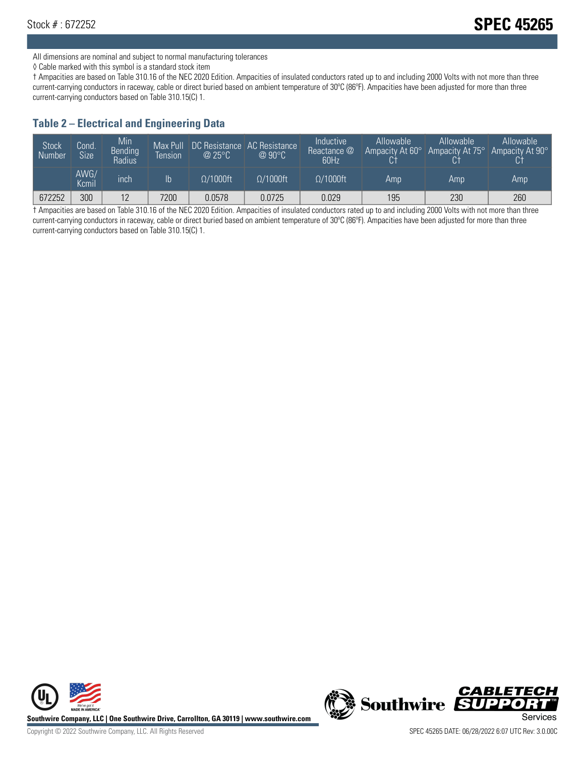All dimensions are nominal and subject to normal manufacturing tolerances

◊ Cable marked with this symbol is a standard stock item

† Ampacities are based on Table 310.16 of the NEC 2020 Edition. Ampacities of insulated conductors rated up to and including 2000 Volts with not more than three current-carrying conductors in raceway, cable or direct buried based on ambient temperature of 30ºC (86ºF). Ampacities have been adjusted for more than three current-carrying conductors based on Table 310.15(C) 1.

## Table 2 – Electrical and Engineering Data

| Stock Number | Cond. Size | Min Bending Radius | Max Pull Tension | DC Resistance @ 25°C | AC Resistance @ 90°C | Inductive Reactance @ 60Hz | Allowable Ampacity At 60° C† | Allowable Ampacity At 75° C† | Allowable Ampacity At 90° C† |
|---|---|---|---|---|---|---|---|---|---|
| | AWG/ Kcmil | inch | lb | Ω/1000ft | Ω/1000ft | Ω/1000ft | Amp | Amp | Amp |
| 672252 | 300 | 12 | 7200 | 0.0578 | 0.0725 | 0.029 | 195 | 230 | 260 |

† Ampacities are based on Table 310.16 of the NEC 2020 Edition. Ampacities of insulated conductors rated up to and including 2000 Volts with not more than three current-carrying conductors in raceway, cable or direct buried based on ambient temperature of 30ºC (86ºF). Ampacities have been adjusted for more than three current-carrying conductors based on Table 310.15(C) 1.

**Southwire Company, LLC | One Southwire Drive, Carrollton, GA 30119 | www.southwire.com**

Copyright © 2022 Southwire Company, LLC. All Rights Reserved

SPEC 45265 DATE: 06/28/2022 6:07 UTC Rev: 3.0.00C